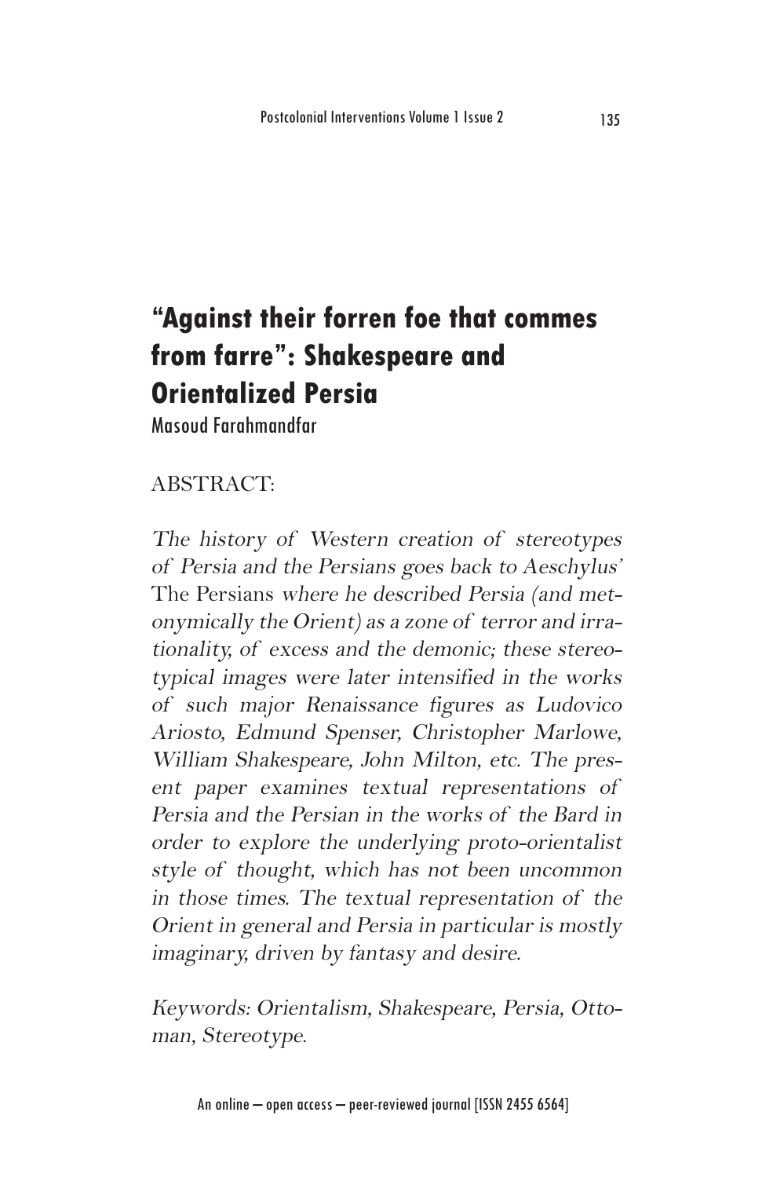# "Against their forren foe that commes from farre": Shakespeare and Orientalized Persia

Masoud Farahmandfar

ABSTRACT:

*The history of Western creation of stereotypes of Persia and the Persians goes back to Aeschylus'* The Persians *where he described Persia (and metonymically the Orient) as a zone of terror and irrationality, of excess and the demonic; these stereotypical images were later intensified in the works of such major Renaissance figures as Ludovico Ariosto, Edmund Spenser, Christopher Marlowe, William Shakespeare, John Milton, etc. The present paper examines textual representations of Persia and the Persian in the works of the Bard in order to explore the underlying proto-orientalist style of thought, which has not been uncommon in those times. The textual representation of the Orient in general and Persia in particular is mostly imaginary, driven by fantasy and desire.*

*Keywords: Orientalism, Shakespeare, Persia, Ottoman, Stereotype.*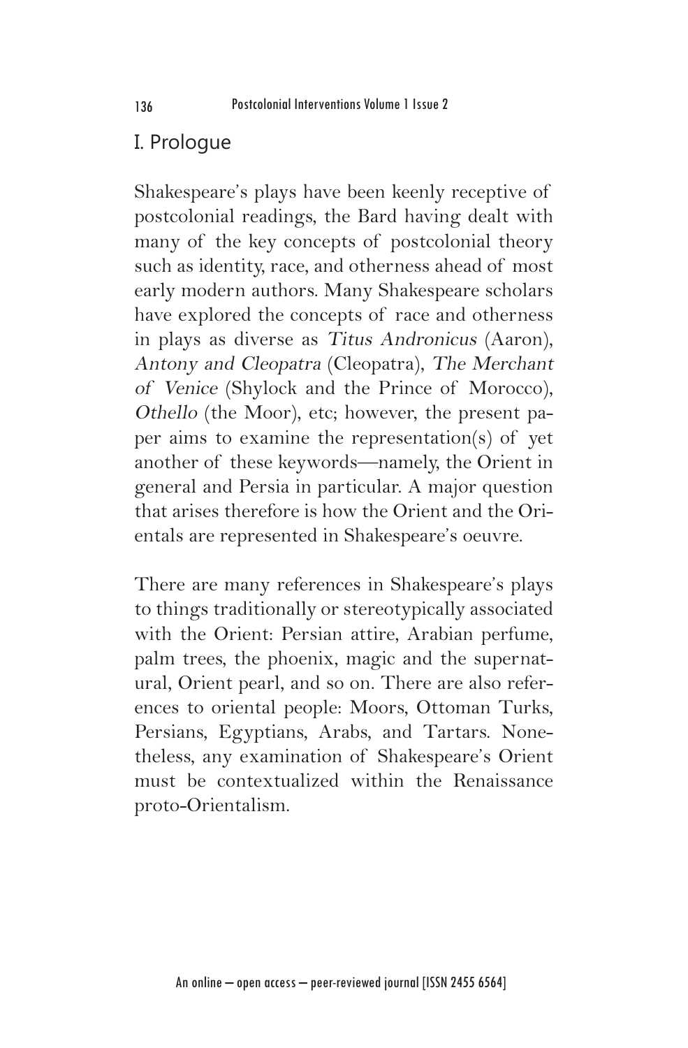## I. Prologue

Shakespeare's plays have been keenly receptive of postcolonial readings, the Bard having dealt with many of the key concepts of postcolonial theory such as identity, race, and otherness ahead of most early modern authors. Many Shakespeare scholars have explored the concepts of race and otherness in plays as diverse as *Titus Andronicus* (Aaron), *Antony and Cleopatra* (Cleopatra), *The Merchant of Venice* (Shylock and the Prince of Morocco), *Othello* (the Moor), etc; however, the present paper aims to examine the representation(s) of yet another of these keywords—namely, the Orient in general and Persia in particular. A major question that arises therefore is how the Orient and the Orientals are represented in Shakespeare's oeuvre.

There are many references in Shakespeare's plays to things traditionally or stereotypically associated with the Orient: Persian attire, Arabian perfume, palm trees, the phoenix, magic and the supernatural, Orient pearl, and so on. There are also references to oriental people: Moors, Ottoman Turks, Persians, Egyptians, Arabs, and Tartars. Nonetheless, any examination of Shakespeare's Orient must be contextualized within the Renaissance proto-Orientalism.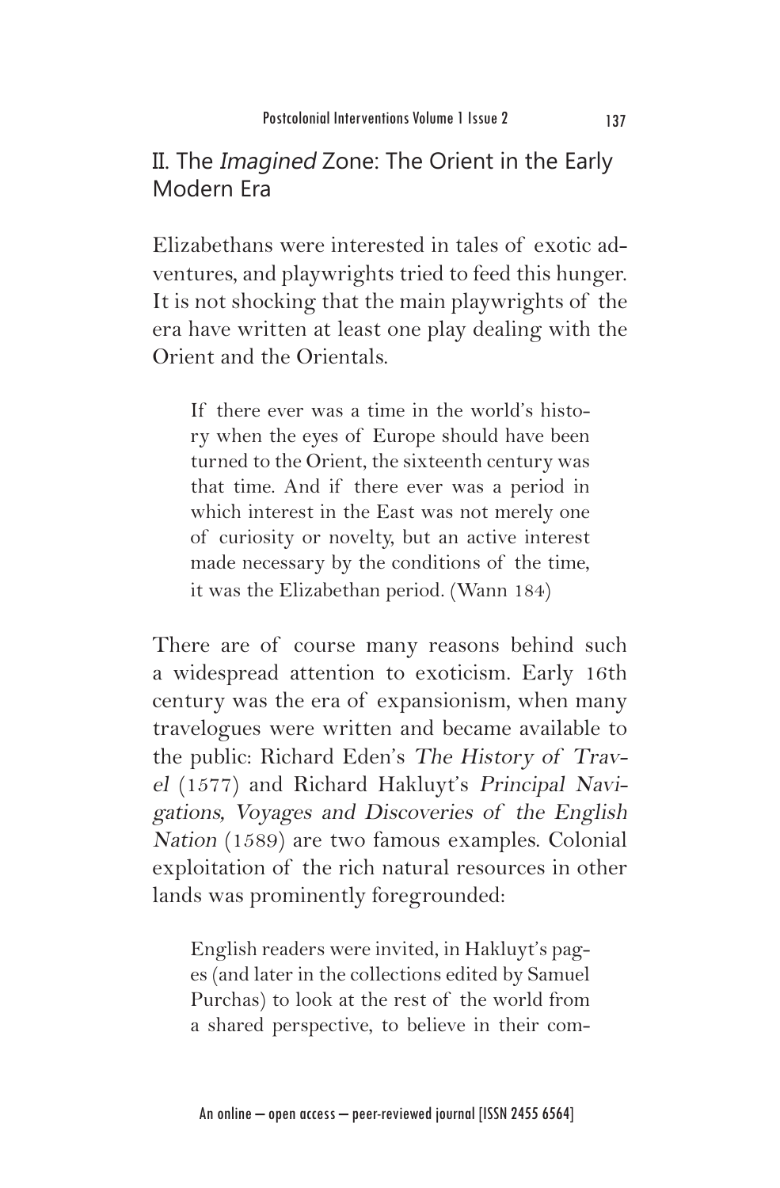## II. The *Imagined* Zone: The Orient in the Early Modern Era

Elizabethans were interested in tales of exotic adventures, and playwrights tried to feed this hunger. It is not shocking that the main playwrights of the era have written at least one play dealing with the Orient and the Orientals.

> If there ever was a time in the world's history when the eyes of Europe should have been turned to the Orient, the sixteenth century was that time. And if there ever was a period in which interest in the East was not merely one of curiosity or novelty, but an active interest made necessary by the conditions of the time, it was the Elizabethan period. (Wann 184)

There are of course many reasons behind such a widespread attention to exoticism. Early 16th century was the era of expansionism, when many travelogues were written and became available to the public: Richard Eden's *The History of Travel* (1577) and Richard Hakluyt's *Principal Navigations, Voyages and Discoveries of the English Nation* (1589) are two famous examples. Colonial exploitation of the rich natural resources in other lands was prominently foregrounded:

> English readers were invited, in Hakluyt's pages (and later in the collections edited by Samuel Purchas) to look at the rest of the world from a shared perspective, to believe in their com-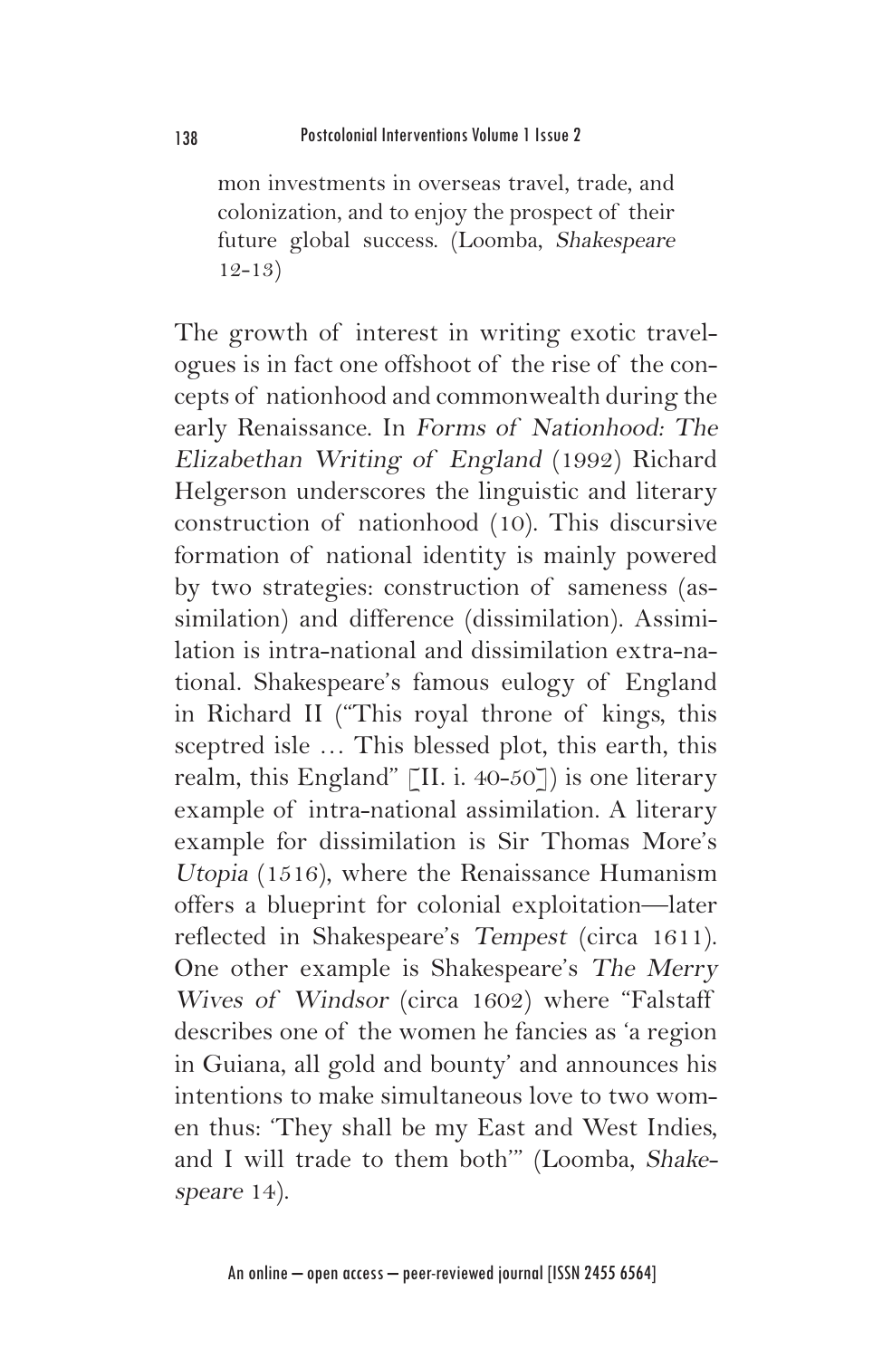> mon investments in overseas travel, trade, and colonization, and to enjoy the prospect of their future global success. (Loomba, *Shakespeare* 12-13)

The growth of interest in writing exotic travelogues is in fact one offshoot of the rise of the concepts of nationhood and commonwealth during the early Renaissance. In *Forms of Nationhood: The Elizabethan Writing of England* (1992) Richard Helgerson underscores the linguistic and literary construction of nationhood (10). This discursive formation of national identity is mainly powered by two strategies: construction of sameness (assimilation) and difference (dissimilation). Assimilation is intra-national and dissimilation extra-national. Shakespeare's famous eulogy of England in Richard II ("This royal throne of kings, this sceptred isle … This blessed plot, this earth, this realm, this England" [II. i. 40-50]) is one literary example of intra-national assimilation. A literary example for dissimilation is Sir Thomas More's *Utopia* (1516), where the Renaissance Humanism offers a blueprint for colonial exploitation—later reflected in Shakespeare's *Tempest* (circa 1611). One other example is Shakespeare's *The Merry Wives of Windsor* (circa 1602) where "Falstaff describes one of the women he fancies as 'a region in Guiana, all gold and bounty' and announces his intentions to make simultaneous love to two women thus: 'They shall be my East and West Indies, and I will trade to them both'" (Loomba, *Shakespeare* 14).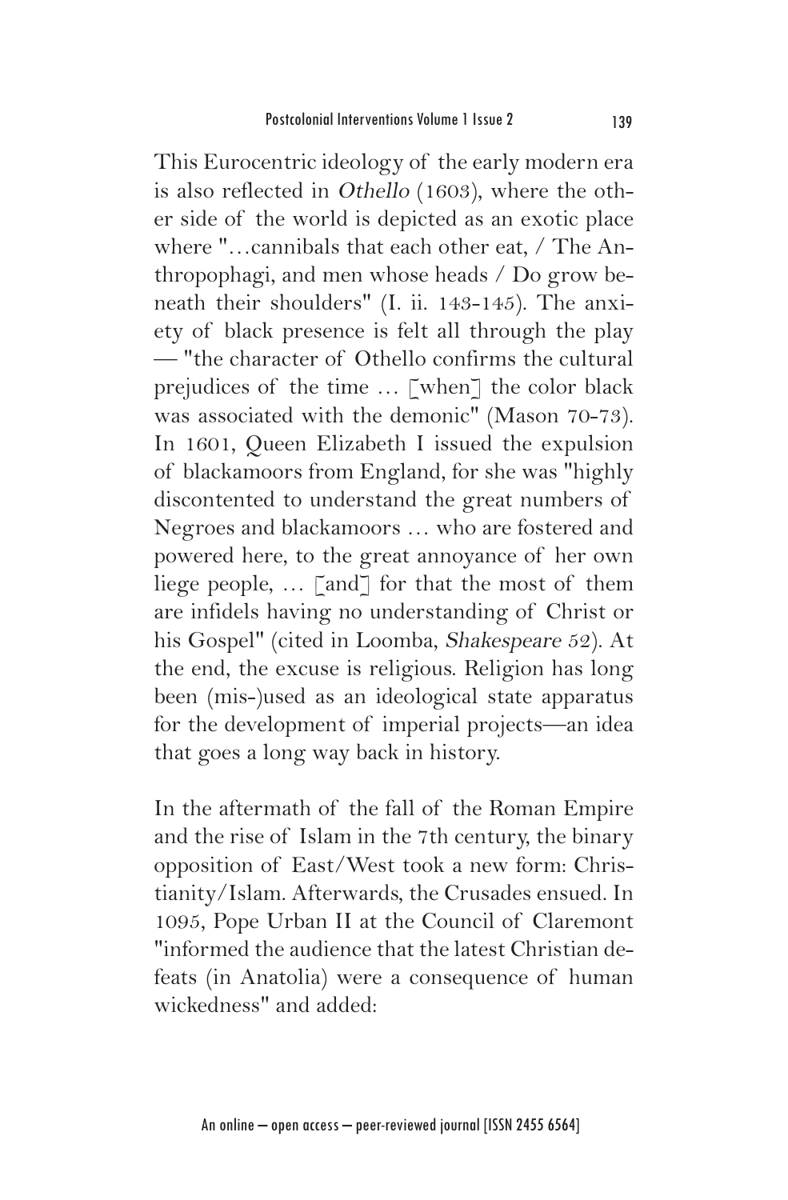This Eurocentric ideology of the early modern era is also reflected in *Othello* (1603), where the other side of the world is depicted as an exotic place where "…cannibals that each other eat, / The Anthropophagi, and men whose heads / Do grow beneath their shoulders" (I. ii. 143-145). The anxiety of black presence is felt all through the play — "the character of Othello confirms the cultural prejudices of the time … [when] the color black was associated with the demonic" (Mason 70-73). In 1601, Queen Elizabeth I issued the expulsion of blackamoors from England, for she was "highly discontented to understand the great numbers of Negroes and blackamoors … who are fostered and powered here, to the great annoyance of her own liege people, … [and] for that the most of them are infidels having no understanding of Christ or his Gospel" (cited in Loomba, *Shakespeare* 52). At the end, the excuse is religious. Religion has long been (mis-)used as an ideological state apparatus for the development of imperial projects—an idea that goes a long way back in history.

In the aftermath of the fall of the Roman Empire and the rise of Islam in the 7th century, the binary opposition of East/West took a new form: Christianity/Islam. Afterwards, the Crusades ensued. In 1095, Pope Urban II at the Council of Claremont "informed the audience that the latest Christian defeats (in Anatolia) were a consequence of human wickedness" and added: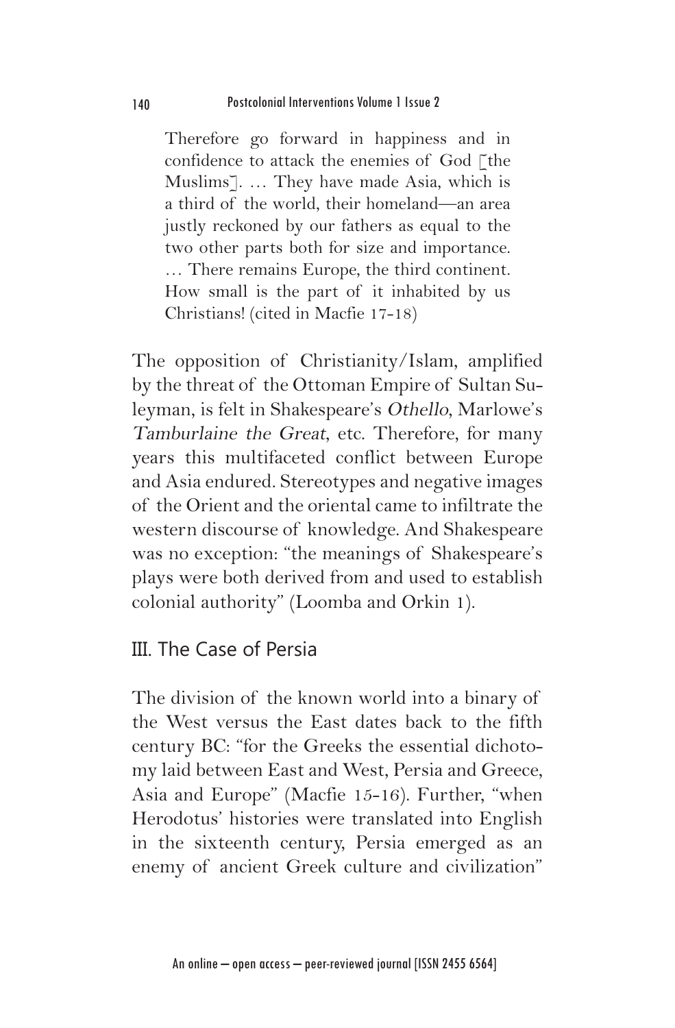> Therefore go forward in happiness and in confidence to attack the enemies of God [the Muslims]. … They have made Asia, which is a third of the world, their homeland—an area justly reckoned by our fathers as equal to the two other parts both for size and importance. … There remains Europe, the third continent. How small is the part of it inhabited by us Christians! (cited in Macfie 17-18)

The opposition of Christianity/Islam, amplified by the threat of the Ottoman Empire of Sultan Suleyman, is felt in Shakespeare's *Othello*, Marlowe's *Tamburlaine the Great*, etc. Therefore, for many years this multifaceted conflict between Europe and Asia endured. Stereotypes and negative images of the Orient and the oriental came to infiltrate the western discourse of knowledge. And Shakespeare was no exception: "the meanings of Shakespeare's plays were both derived from and used to establish colonial authority" (Loomba and Orkin 1).

## III. The Case of Persia

The division of the known world into a binary of the West versus the East dates back to the fifth century BC: "for the Greeks the essential dichotomy laid between East and West, Persia and Greece, Asia and Europe" (Macfie 15-16). Further, "when Herodotus' histories were translated into English in the sixteenth century, Persia emerged as an enemy of ancient Greek culture and civilization"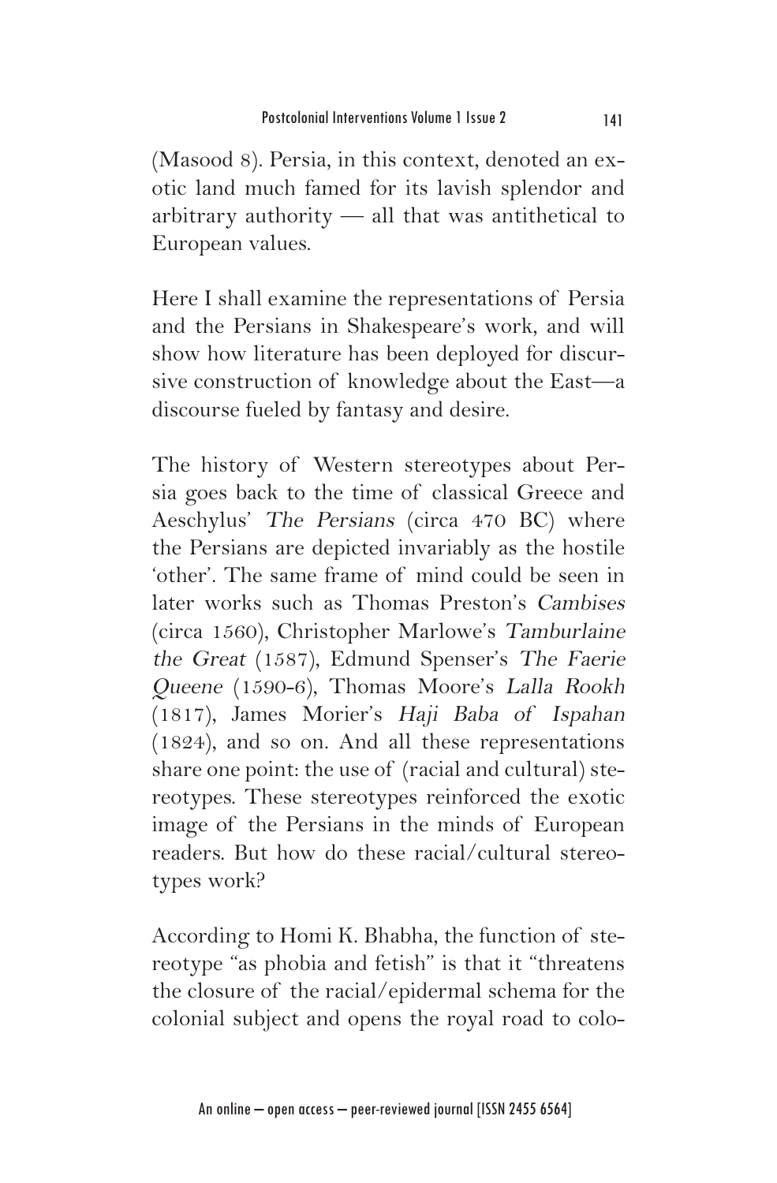(Masood 8). Persia, in this context, denoted an exotic land much famed for its lavish splendor and arbitrary authority — all that was antithetical to European values.

Here I shall examine the representations of Persia and the Persians in Shakespeare's work, and will show how literature has been deployed for discursive construction of knowledge about the East—a discourse fueled by fantasy and desire.

The history of Western stereotypes about Persia goes back to the time of classical Greece and Aeschylus' *The Persians* (circa 470 BC) where the Persians are depicted invariably as the hostile 'other'. The same frame of mind could be seen in later works such as Thomas Preston's *Cambises* (circa 1560), Christopher Marlowe's *Tamburlaine the Great* (1587), Edmund Spenser's *The Faerie Queene* (1590-6), Thomas Moore's *Lalla Rookh* (1817), James Morier's *Haji Baba of Ispahan* (1824), and so on. And all these representations share one point: the use of (racial and cultural) stereotypes. These stereotypes reinforced the exotic image of the Persians in the minds of European readers. But how do these racial/cultural stereotypes work?

According to Homi K. Bhabha, the function of stereotype "as phobia and fetish" is that it "threatens the closure of the racial/epidermal schema for the colonial subject and opens the royal road to colo-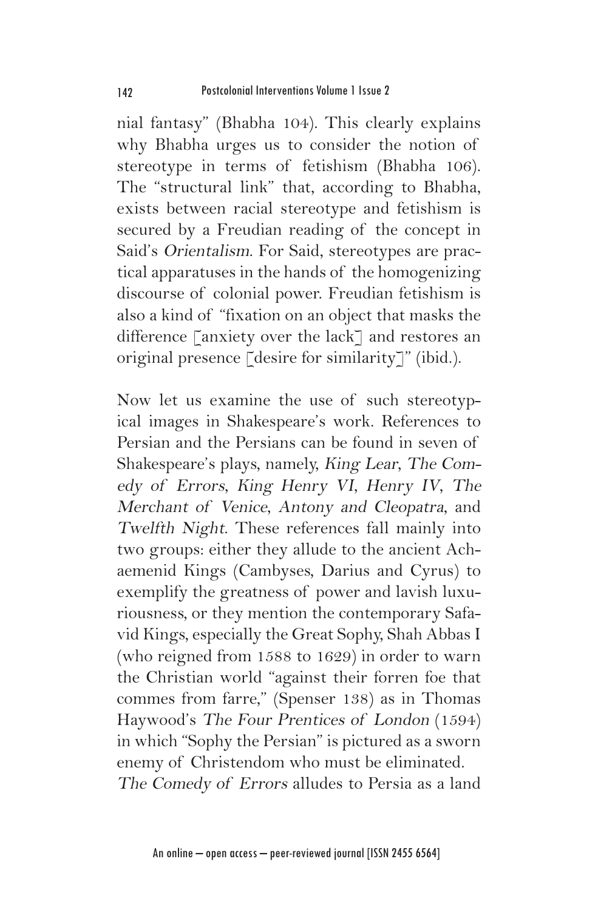nial fantasy" (Bhabha 104). This clearly explains why Bhabha urges us to consider the notion of stereotype in terms of fetishism (Bhabha 106). The "structural link" that, according to Bhabha, exists between racial stereotype and fetishism is secured by a Freudian reading of the concept in Said's *Orientalism*. For Said, stereotypes are practical apparatuses in the hands of the homogenizing discourse of colonial power. Freudian fetishism is also a kind of "fixation on an object that masks the difference [anxiety over the lack] and restores an original presence [desire for similarity]" (ibid.).

Now let us examine the use of such stereotypical images in Shakespeare's work. References to Persian and the Persians can be found in seven of Shakespeare's plays, namely, *King Lear*, *The Comedy of Errors*, *King Henry VI*, *Henry IV*, *The Merchant of Venice*, *Antony and Cleopatra*, and *Twelfth Night*. These references fall mainly into two groups: either they allude to the ancient Achaemenid Kings (Cambyses, Darius and Cyrus) to exemplify the greatness of power and lavish luxuriousness, or they mention the contemporary Safavid Kings, especially the Great Sophy, Shah Abbas I (who reigned from 1588 to 1629) in order to warn the Christian world "against their forren foe that commes from farre," (Spenser 138) as in Thomas Haywood's *The Four Prentices of London* (1594) in which "Sophy the Persian" is pictured as a sworn enemy of Christendom who must be eliminated.
*The Comedy of Errors* alludes to Persia as a land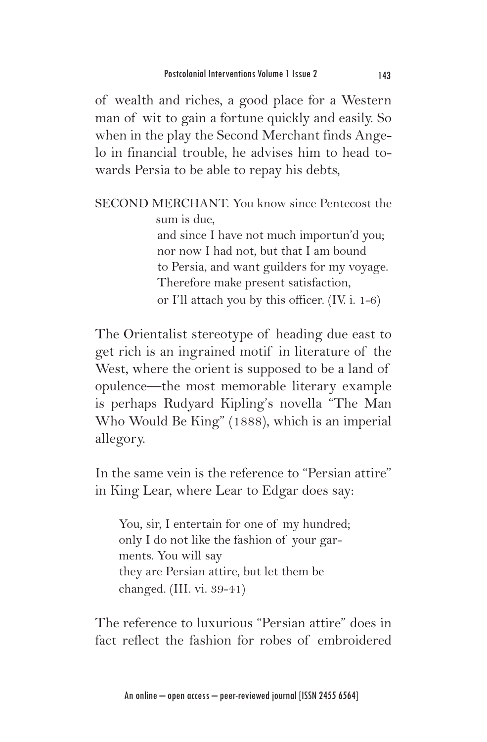of wealth and riches, a good place for a Western man of wit to gain a fortune quickly and easily. So when in the play the Second Merchant finds Angelo in financial trouble, he advises him to head towards Persia to be able to repay his debts,

> SECOND MERCHANT. You know since Pentecost the sum is due,
> and since I have not much importun'd you;
> nor now I had not, but that I am bound
> to Persia, and want guilders for my voyage.
> Therefore make present satisfaction,
> or I'll attach you by this officer. (IV. i. 1-6)

The Orientalist stereotype of heading due east to get rich is an ingrained motif in literature of the West, where the orient is supposed to be a land of opulence—the most memorable literary example is perhaps Rudyard Kipling's novella "The Man Who Would Be King" (1888), which is an imperial allegory.

In the same vein is the reference to "Persian attire" in King Lear, where Lear to Edgar does say:

> You, sir, I entertain for one of my hundred;
> only I do not like the fashion of your garments. You will say
> they are Persian attire, but let them be changed. (III. vi. 39-41)

The reference to luxurious "Persian attire" does in fact reflect the fashion for robes of embroidered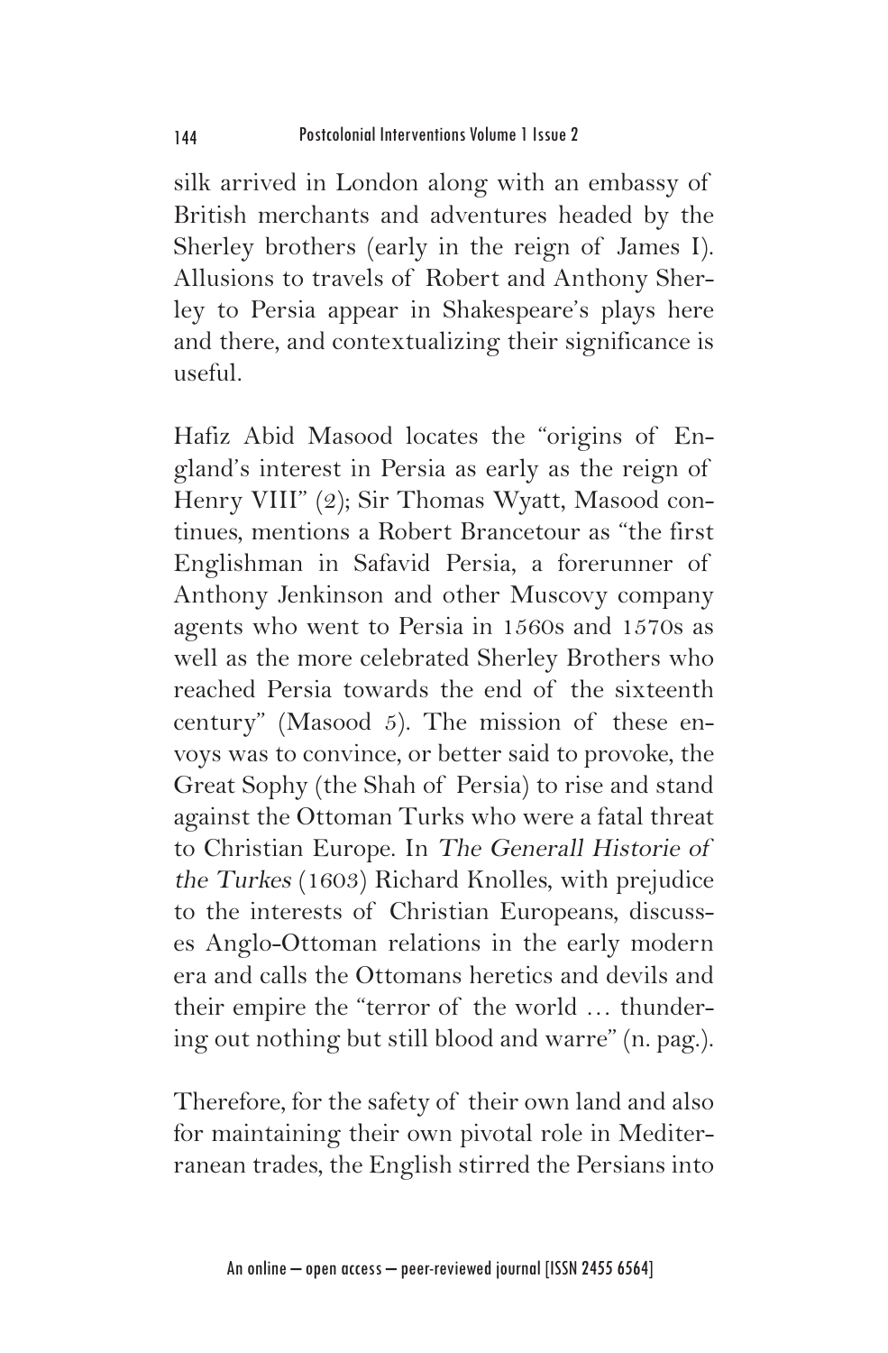silk arrived in London along with an embassy of British merchants and adventures headed by the Sherley brothers (early in the reign of James I). Allusions to travels of Robert and Anthony Sherley to Persia appear in Shakespeare's plays here and there, and contextualizing their significance is useful.

Hafiz Abid Masood locates the "origins of England's interest in Persia as early as the reign of Henry VIII" (2); Sir Thomas Wyatt, Masood continues, mentions a Robert Brancetour as "the first Englishman in Safavid Persia, a forerunner of Anthony Jenkinson and other Muscovy company agents who went to Persia in 1560s and 1570s as well as the more celebrated Sherley Brothers who reached Persia towards the end of the sixteenth century" (Masood 5). The mission of these envoys was to convince, or better said to provoke, the Great Sophy (the Shah of Persia) to rise and stand against the Ottoman Turks who were a fatal threat to Christian Europe. In *The Generall Historie of the Turkes* (1603) Richard Knolles, with prejudice to the interests of Christian Europeans, discusses Anglo-Ottoman relations in the early modern era and calls the Ottomans heretics and devils and their empire the "terror of the world … thundering out nothing but still blood and warre" (n. pag.).

Therefore, for the safety of their own land and also for maintaining their own pivotal role in Mediterranean trades, the English stirred the Persians into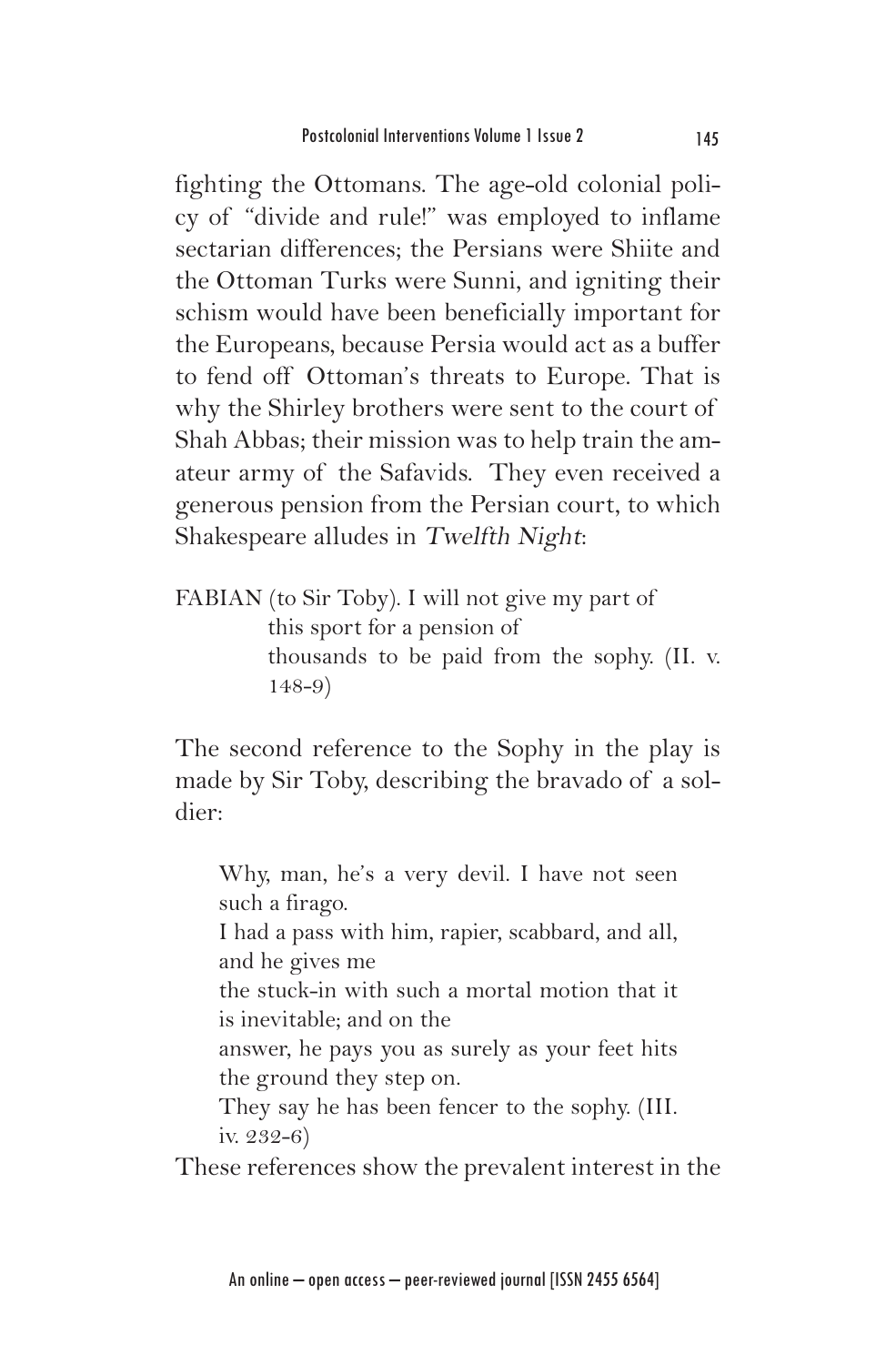fighting the Ottomans. The age-old colonial policy of "divide and rule!" was employed to inflame sectarian differences; the Persians were Shiite and the Ottoman Turks were Sunni, and igniting their schism would have been beneficially important for the Europeans, because Persia would act as a buffer to fend off Ottoman's threats to Europe. That is why the Shirley brothers were sent to the court of Shah Abbas; their mission was to help train the amateur army of the Safavids. They even received a generous pension from the Persian court, to which Shakespeare alludes in *Twelfth Night*:

> FABIAN (to Sir Toby). I will not give my part of
> this sport for a pension of
> thousands to be paid from the sophy. (II. v. 148-9)

The second reference to the Sophy in the play is made by Sir Toby, describing the bravado of a soldier:

> Why, man, he's a very devil. I have not seen such a firago.
> I had a pass with him, rapier, scabbard, and all, and he gives me
> the stuck-in with such a mortal motion that it is inevitable; and on the
> answer, he pays you as surely as your feet hits the ground they step on.
> They say he has been fencer to the sophy. (III. iv. 232-6)

These references show the prevalent interest in the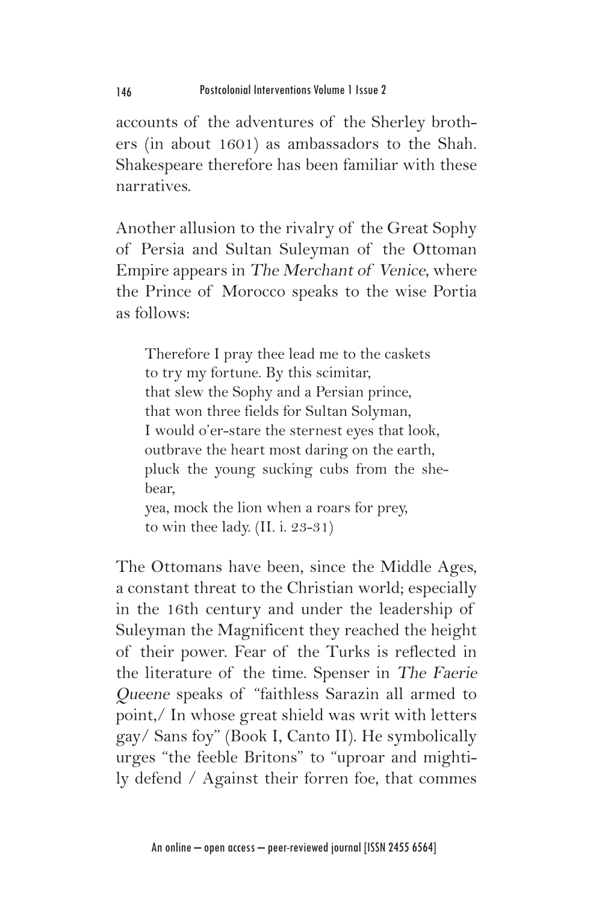accounts of the adventures of the Sherley brothers (in about 1601) as ambassadors to the Shah. Shakespeare therefore has been familiar with these narratives.

Another allusion to the rivalry of the Great Sophy of Persia and Sultan Suleyman of the Ottoman Empire appears in *The Merchant of Venice*, where the Prince of Morocco speaks to the wise Portia as follows:

> Therefore I pray thee lead me to the caskets
> to try my fortune. By this scimitar,
> that slew the Sophy and a Persian prince,
> that won three fields for Sultan Solyman,
> I would o'er-stare the sternest eyes that look,
> outbrave the heart most daring on the earth,
> pluck the young sucking cubs from the she-bear,
> yea, mock the lion when a roars for prey,
> to win thee lady. (II. i. 23-31)

The Ottomans have been, since the Middle Ages, a constant threat to the Christian world; especially in the 16th century and under the leadership of Suleyman the Magnificent they reached the height of their power. Fear of the Turks is reflected in the literature of the time. Spenser in *The Faerie Queene* speaks of "faithless Sarazin all armed to point,/ In whose great shield was writ with letters gay/ Sans foy" (Book I, Canto II). He symbolically urges "the feeble Britons" to "uproar and mightily defend / Against their forren foe, that commes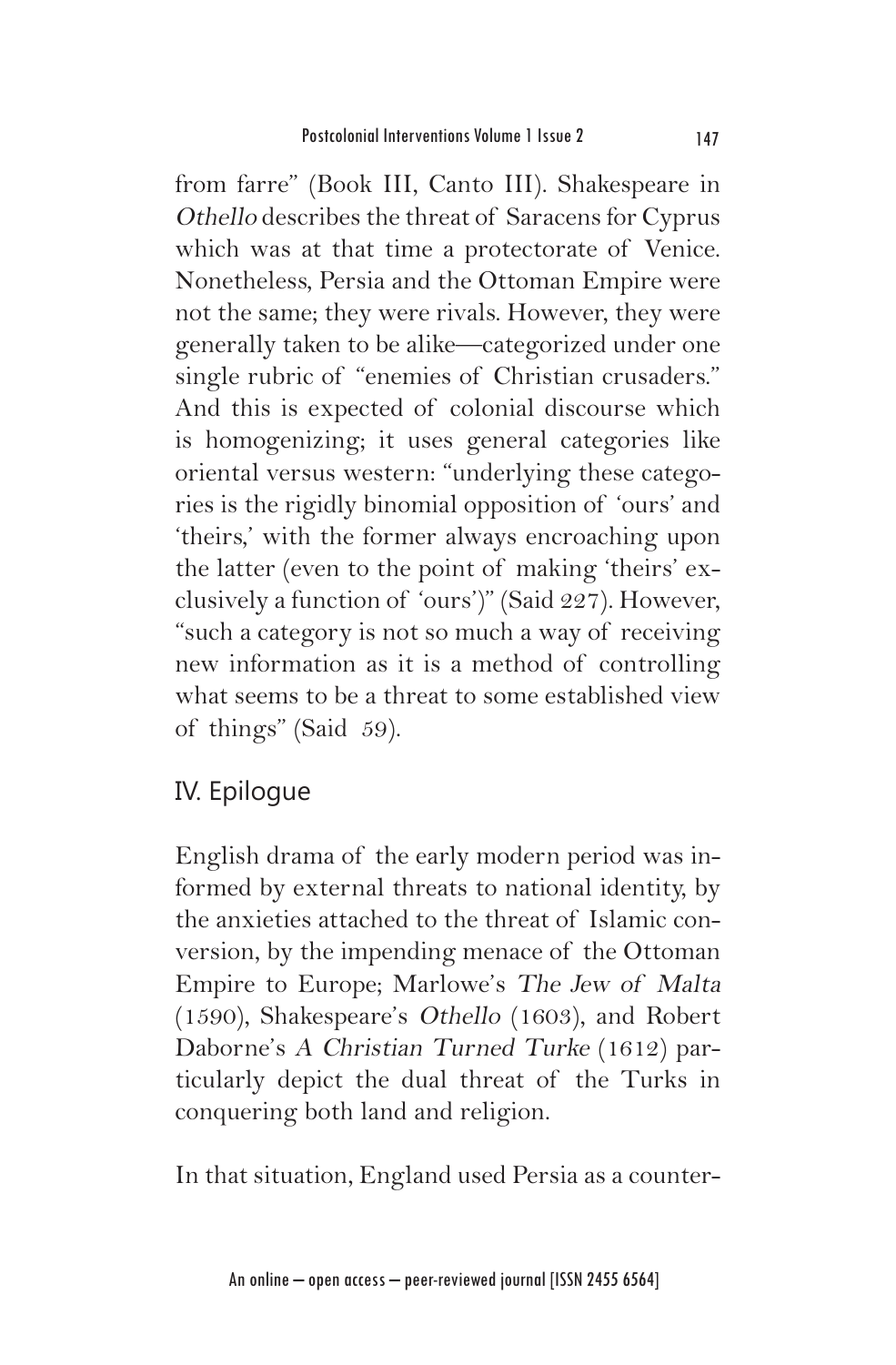from farre" (Book III, Canto III). Shakespeare in *Othello* describes the threat of Saracens for Cyprus which was at that time a protectorate of Venice. Nonetheless, Persia and the Ottoman Empire were not the same; they were rivals. However, they were generally taken to be alike—categorized under one single rubric of "enemies of Christian crusaders." And this is expected of colonial discourse which is homogenizing; it uses general categories like oriental versus western: "underlying these categories is the rigidly binomial opposition of 'ours' and 'theirs,' with the former always encroaching upon the latter (even to the point of making 'theirs' exclusively a function of 'ours')" (Said 227). However, "such a category is not so much a way of receiving new information as it is a method of controlling what seems to be a threat to some established view of things" (Said 59).

## IV. Epilogue

English drama of the early modern period was informed by external threats to national identity, by the anxieties attached to the threat of Islamic conversion, by the impending menace of the Ottoman Empire to Europe; Marlowe's *The Jew of Malta* (1590), Shakespeare's *Othello* (1603), and Robert Daborne's *A Christian Turned Turke* (1612) particularly depict the dual threat of the Turks in conquering both land and religion.

In that situation, England used Persia as a counter-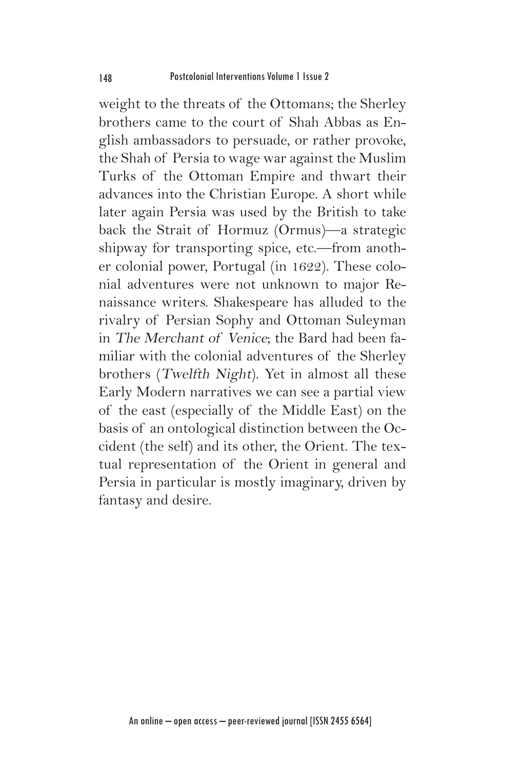weight to the threats of the Ottomans; the Sherley brothers came to the court of Shah Abbas as English ambassadors to persuade, or rather provoke, the Shah of Persia to wage war against the Muslim Turks of the Ottoman Empire and thwart their advances into the Christian Europe. A short while later again Persia was used by the British to take back the Strait of Hormuz (Ormus)—a strategic shipway for transporting spice, etc.—from another colonial power, Portugal (in 1622). These colonial adventures were not unknown to major Renaissance writers. Shakespeare has alluded to the rivalry of Persian Sophy and Ottoman Suleyman in *The Merchant of Venice*; the Bard had been familiar with the colonial adventures of the Sherley brothers (*Twelfth Night*). Yet in almost all these Early Modern narratives we can see a partial view of the east (especially of the Middle East) on the basis of an ontological distinction between the Occident (the self) and its other, the Orient. The textual representation of the Orient in general and Persia in particular is mostly imaginary, driven by fantasy and desire.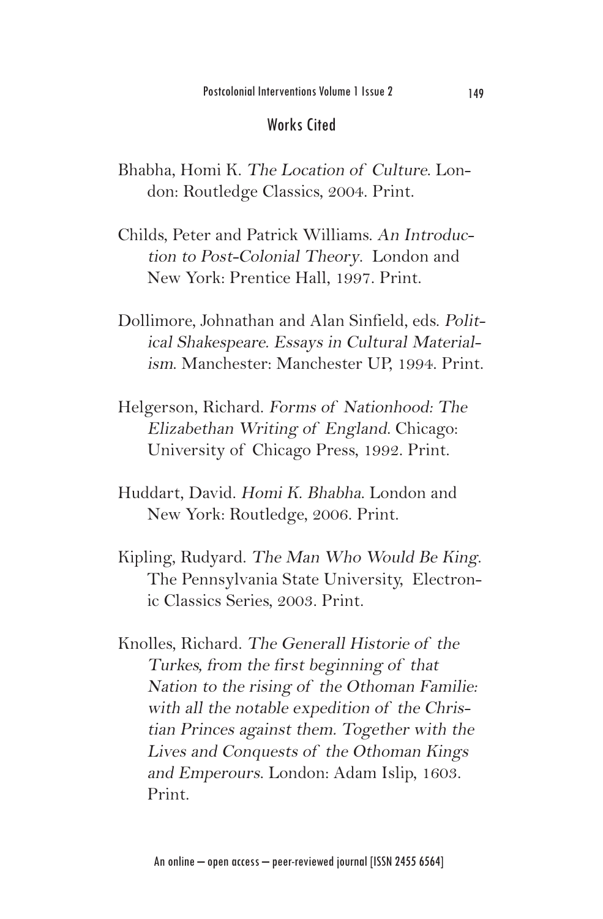## Works Cited

Bhabha, Homi K. *The Location of Culture*. London: Routledge Classics, 2004. Print.

Childs, Peter and Patrick Williams. *An Introduction to Post-Colonial Theory*. London and New York: Prentice Hall, 1997. Print.

Dollimore, Johnathan and Alan Sinfield, eds. *Political Shakespeare. Essays in Cultural Materialism*. Manchester: Manchester UP, 1994. Print.

Helgerson, Richard. *Forms of Nationhood: The Elizabethan Writing of England*. Chicago: University of Chicago Press, 1992. Print.

Huddart, David. *Homi K. Bhabha*. London and New York: Routledge, 2006. Print.

Kipling, Rudyard. *The Man Who Would Be King*. The Pennsylvania State University, Electronic Classics Series, 2003. Print.

Knolles, Richard. *The Generall Historie of the Turkes, from the first beginning of that Nation to the rising of the Othoman Familie: with all the notable expedition of the Christian Princes against them. Together with the Lives and Conquests of the Othoman Kings and Emperours*. London: Adam Islip, 1603. Print.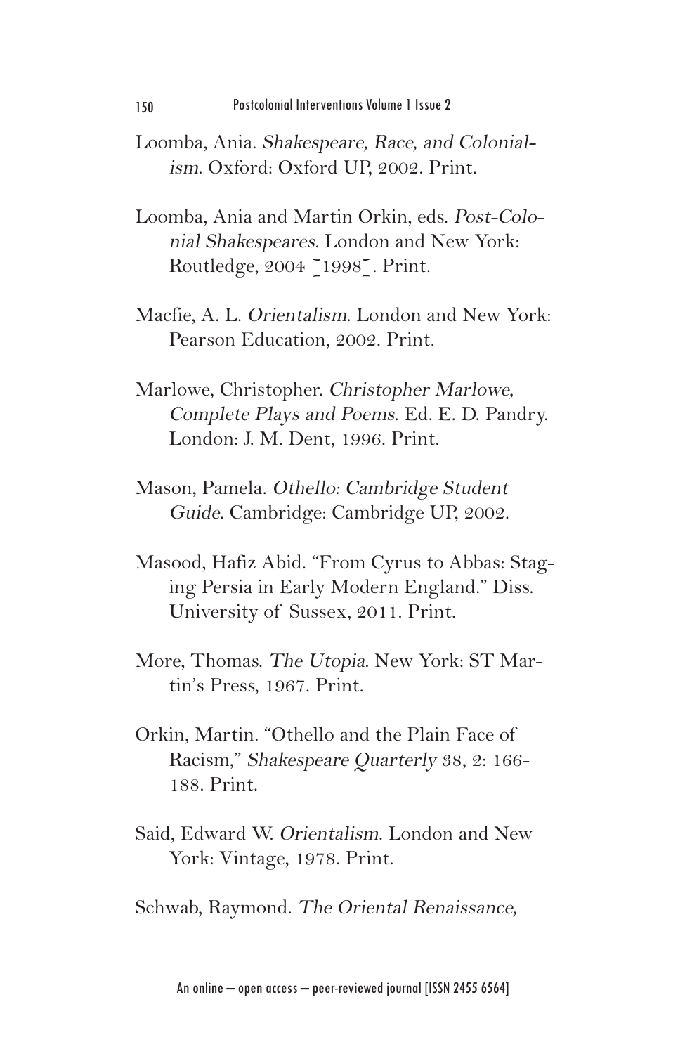Loomba, Ania. *Shakespeare, Race, and Colonialism*. Oxford: Oxford UP, 2002. Print.

Loomba, Ania and Martin Orkin, eds. *Post-Colonial Shakespeares*. London and New York: Routledge, 2004 [1998]. Print.

Macfie, A. L. *Orientalism*. London and New York: Pearson Education, 2002. Print.

Marlowe, Christopher. *Christopher Marlowe, Complete Plays and Poems*. Ed. E. D. Pandry. London: J. M. Dent, 1996. Print.

Mason, Pamela. *Othello: Cambridge Student Guide*. Cambridge: Cambridge UP, 2002.

Masood, Hafiz Abid. "From Cyrus to Abbas: Staging Persia in Early Modern England." Diss. University of Sussex, 2011. Print.

More, Thomas. *The Utopia*. New York: ST Martin's Press, 1967. Print.

Orkin, Martin. "Othello and the Plain Face of Racism," *Shakespeare Quarterly* 38, 2: 166-188. Print.

Said, Edward W. *Orientalism*. London and New York: Vintage, 1978. Print.

Schwab, Raymond. *The Oriental Renaissance,*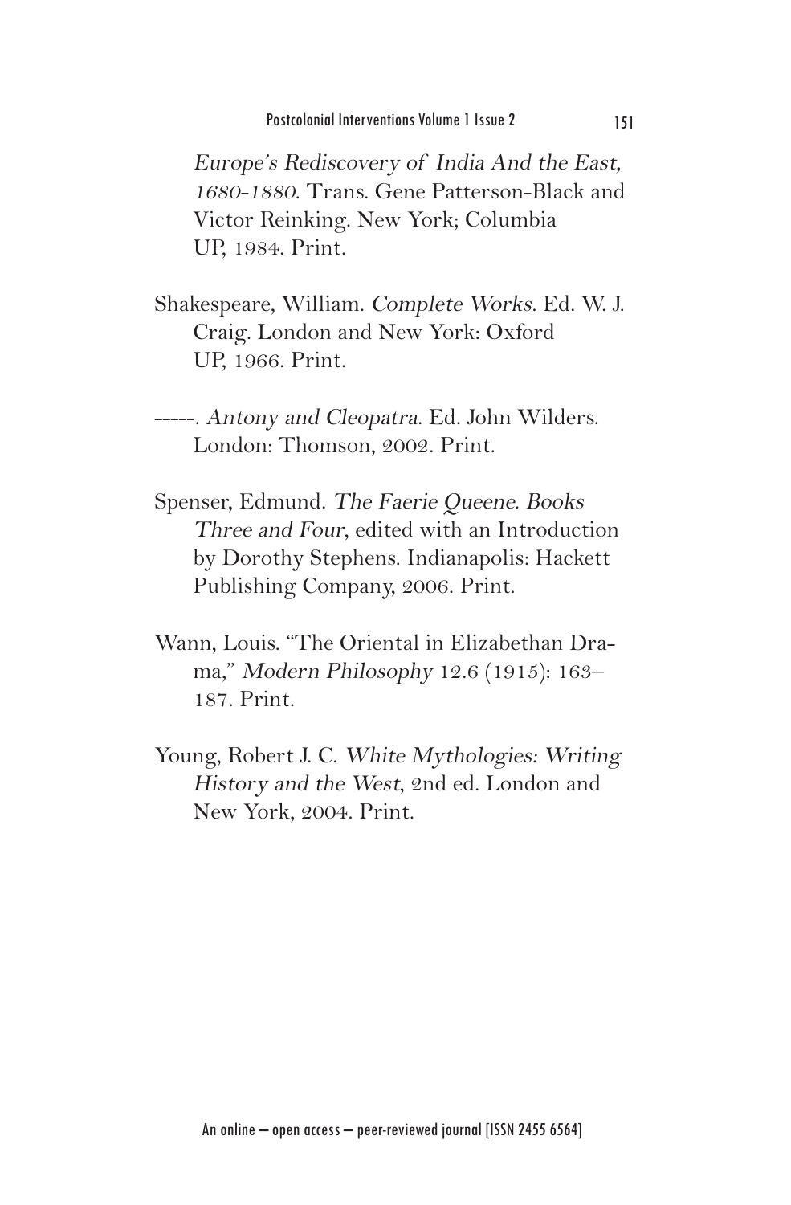*Europe's Rediscovery of India And the East, 1680-1880*. Trans. Gene Patterson-Black and Victor Reinking. New York; Columbia UP, 1984. Print.

Shakespeare, William. *Complete Works*. Ed. W. J. Craig. London and New York: Oxford UP, 1966. Print.

-----. *Antony and Cleopatra*. Ed. John Wilders. London: Thomson, 2002. Print.

Spenser, Edmund. *The Faerie Queene. Books Three and Four*, edited with an Introduction by Dorothy Stephens. Indianapolis: Hackett Publishing Company, 2006. Print.

Wann, Louis. "The Oriental in Elizabethan Drama," *Modern Philosophy* 12.6 (1915): 163–187. Print.

Young, Robert J. C. *White Mythologies: Writing History and the West*, 2nd ed. London and New York, 2004. Print.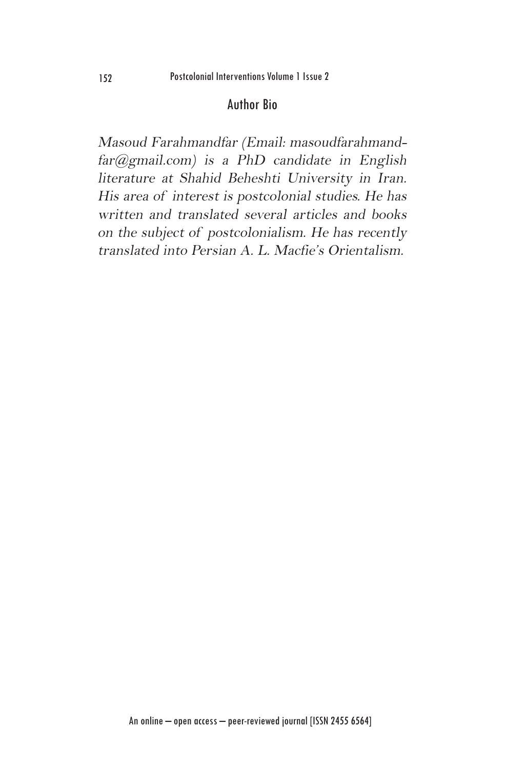## Author Bio

*Masoud Farahmandfar (Email: masoudfarahmandfar@gmail.com) is a PhD candidate in English literature at Shahid Beheshti University in Iran. His area of interest is postcolonial studies. He has written and translated several articles and books on the subject of postcolonialism. He has recently translated into Persian A. L. Macfie's Orientalism.*